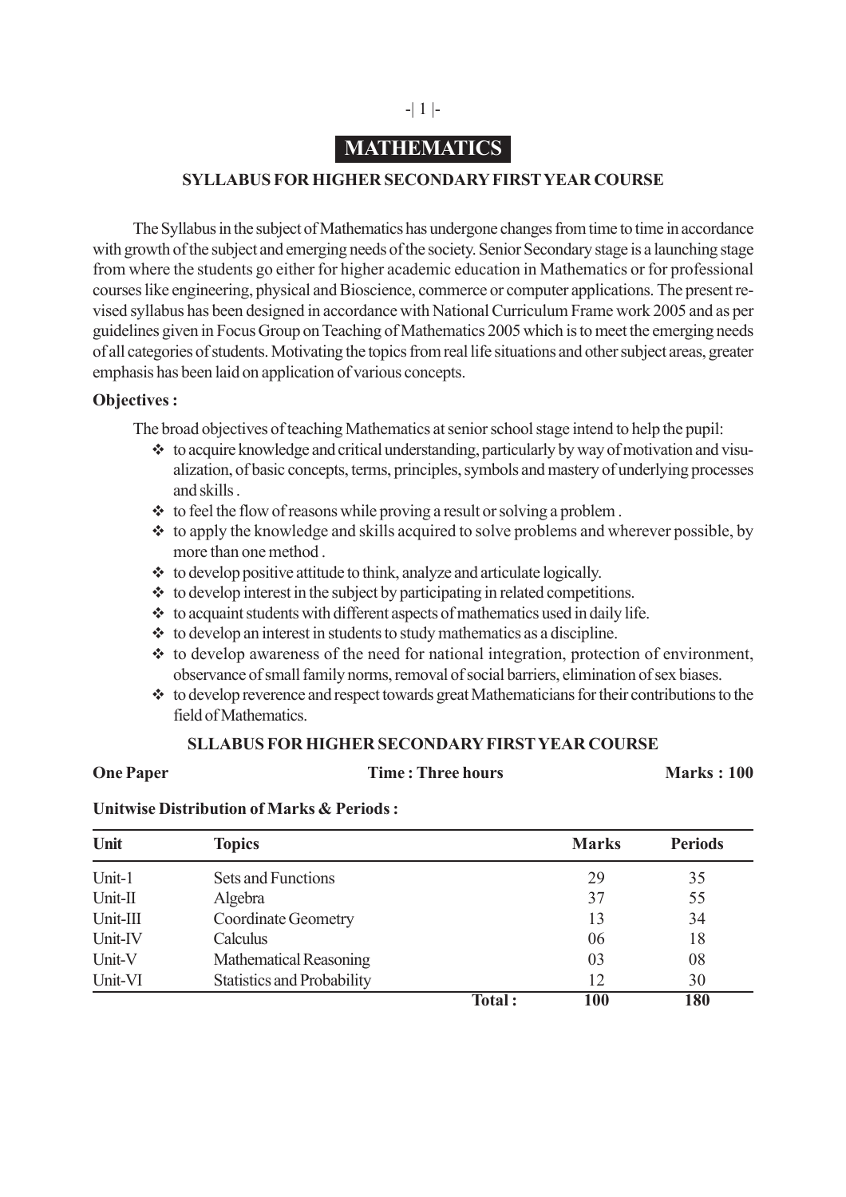# MATHEMATICS

## SYLLABUS FOR HIGHER SECONDARY FIRST YEAR COURSE

The Syllabus in the subject of Mathematics has undergone changes from time to time in accordance with growth of the subject and emerging needs of the society. Senior Secondary stage is a launching stage from where the students go either for higher academic education in Mathematics or for professional courses like engineering, physical and Bioscience, commerce or computer applications. The present revised syllabus has been designed in accordance with National Curriculum Frame work 2005 and as per guidelines given in Focus Group on Teaching of Mathematics 2005 which is to meet the emerging needs of all categories of students. Motivating the topics from real life situations and other subject areas, greater emphasis has been laid on application of various concepts.

**Objectives :**

The broad objectives of teaching Mathematics at senior school stage intend to help the pupil:

- to acquire knowledge and critical understanding, particularly by way of motivation and visualization, of basic concepts, terms, principles, symbols and mastery of underlying processes and skills .
- to feel the flow of reasons while proving a result or solving a problem .
- to apply the knowledge and skills acquired to solve problems and wherever possible, by more than one method .
- to develop positive attitude to think, analyze and articulate logically.
- to develop interest in the subject by participating in related competitions.
- to acquaint students with different aspects of mathematics used in daily life.
- to develop an interest in students to study mathematics as a discipline.
- to develop awareness of the need for national integration, protection of environment, observance of small family norms, removal of social barriers, elimination of sex biases.
- to develop reverence and respect towards great Mathematicians for their contributions to the field of Mathematics.

## SLLABUS FOR HIGHER SECONDARY FIRST YEAR COURSE

**One Paper** | **Time : Three hours** | **Marks : 100**

**Unitwise Distribution of Marks & Periods :**

| Unit | Topics | Marks | Periods |
|---|---|---|---|
| Unit-1 | Sets and Functions | 29 | 35 |
| Unit-II | Algebra | 37 | 55 |
| Unit-III | Coordinate Geometry | 13 | 34 |
| Unit-IV | Calculus | 06 | 18 |
| Unit-V | Mathematical Reasoning | 03 | 08 |
| Unit-VI | Statistics and Probability | 12 | 30 |
| | **Total :** | **100** | **180** |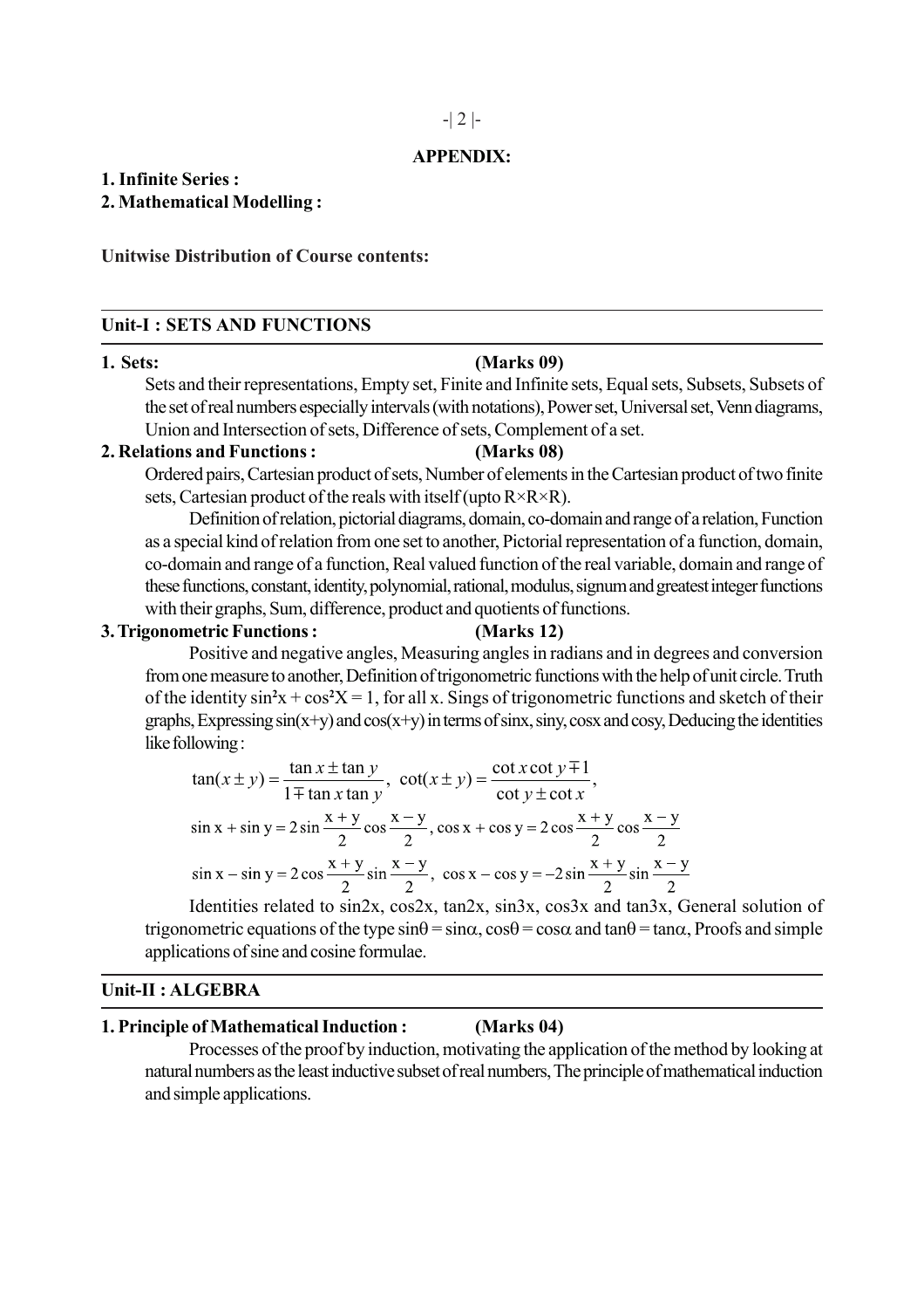**APPENDIX:**

**1. Infinite Series :**

**2. Mathematical Modelling :**

**Unitwise Distribution of Course contents:**

---

## Unit-I : SETS AND FUNCTIONS

---

**1. Sets: (Marks 09)**

Sets and their representations, Empty set, Finite and Infinite sets, Equal sets, Subsets, Subsets of the set of real numbers especially intervals (with notations), Power set, Universal set, Venn diagrams, Union and Intersection of sets, Difference of sets, Complement of a set.

**2. Relations and Functions : (Marks 08)**

Ordered pairs, Cartesian product of sets, Number of elements in the Cartesian product of two finite sets, Cartesian product of the reals with itself (upto R×R×R).

Definition of relation, pictorial diagrams, domain, co-domain and range of a relation, Function as a special kind of relation from one set to another, Pictorial representation of a function, domain, co-domain and range of a function, Real valued function of the real variable, domain and range of these functions, constant, identity, polynomial, rational, modulus, signum and greatest integer functions with their graphs, Sum, difference, product and quotients of functions.

**3. Trigonometric Functions : (Marks 12)**

Positive and negative angles, Measuring angles in radians and in degrees and conversion from one measure to another, Definition of trigonometric functions with the help of unit circle. Truth of the identity $\sin^2 x + \cos^2 X = 1$, for all x. Sings of trigonometric functions and sketch of their graphs, Expressing sin(x+y) and cos(x+y) in terms of sinx, siny, cosx and cosy, Deducing the identities like following :

$$\tan(x \pm y) = \frac{\tan x \pm \tan y}{1 \mp \tan x \tan y}, \ \cot(x \pm y) = \frac{\cot x \cot y \mp 1}{\cot y \pm \cot x},$$

$$\sin x + \sin y = 2\sin\frac{x+y}{2}\cos\frac{x-y}{2}, \ \cos x + \cos y = 2\cos\frac{x+y}{2}\cos\frac{x-y}{2}$$

$$\sin x - \sin y = 2\cos\frac{x+y}{2}\sin\frac{x-y}{2}, \ \cos x - \cos y = -2\sin\frac{x+y}{2}\sin\frac{x-y}{2}$$

Identities related to sin2x, cos2x, tan2x, sin3x, cos3x and tan3x, General solution of trigonometric equations of the type $\sin\theta = \sin\alpha$, $\cos\theta = \cos\alpha$ and $\tan\theta = \tan\alpha$, Proofs and simple applications of sine and cosine formulae.

---

## Unit-II : ALGEBRA

---

**1. Principle of Mathematical Induction : (Marks 04)**

Processes of the proof by induction, motivating the application of the method by looking at natural numbers as the least inductive subset of real numbers, The principle of mathematical induction and simple applications.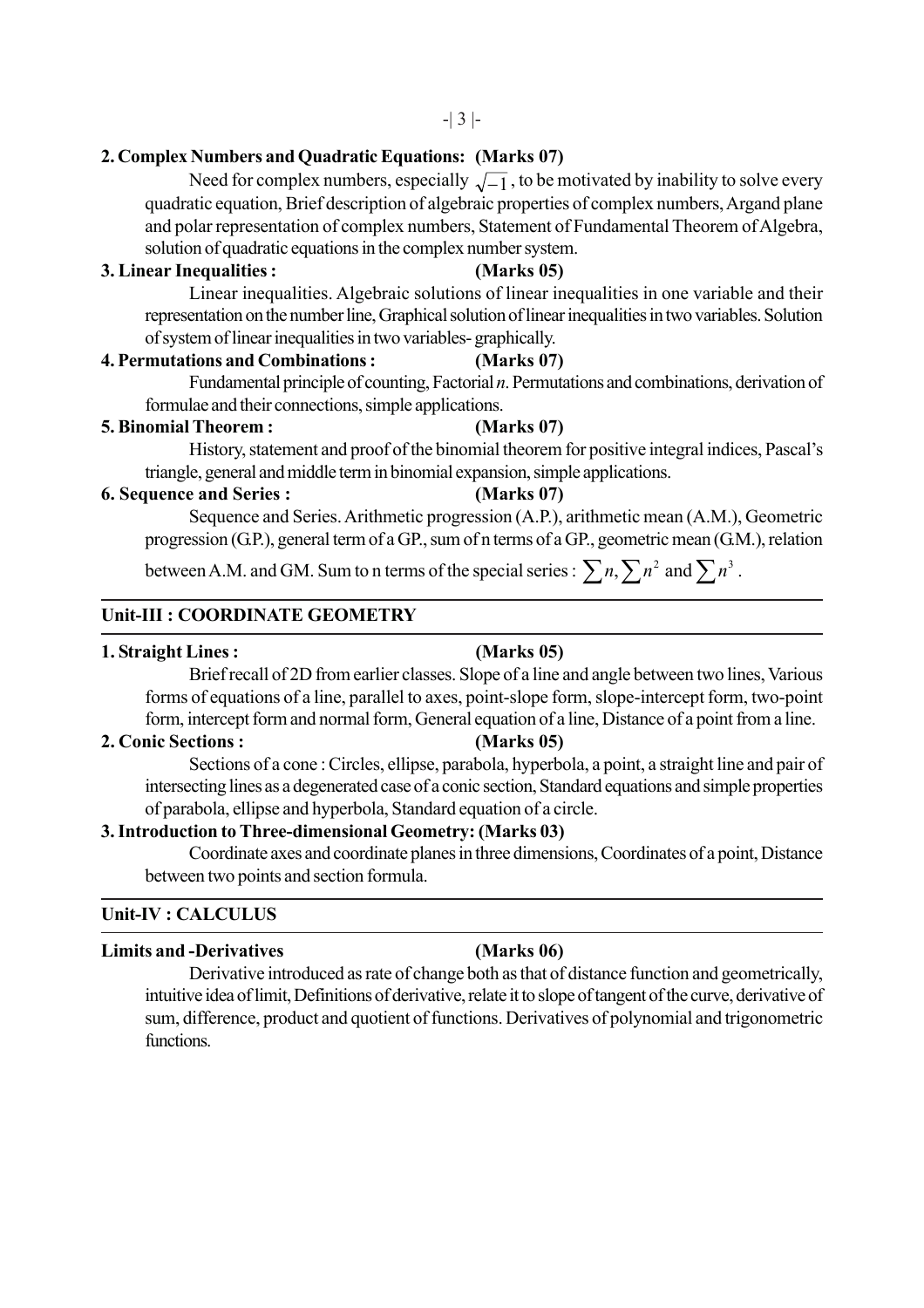**2. Complex Numbers and Quadratic Equations: (Marks 07)**

Need for complex numbers, especially $\sqrt{-1}$, to be motivated by inability to solve every quadratic equation, Brief description of algebraic properties of complex numbers, Argand plane and polar representation of complex numbers, Statement of Fundamental Theorem of Algebra, solution of quadratic equations in the complex number system.

**3. Linear Inequalities : (Marks 05)**

Linear inequalities. Algebraic solutions of linear inequalities in one variable and their representation on the number line, Graphical solution of linear inequalities in two variables. Solution of system of linear inequalities in two variables- graphically.

**4. Permutations and Combinations : (Marks 07)**

Fundamental principle of counting, Factorial $n$. Permutations and combinations, derivation of formulae and their connections, simple applications.

**5. Binomial Theorem : (Marks 07)**

History, statement and proof of the binomial theorem for positive integral indices, Pascal's triangle, general and middle term in binomial expansion, simple applications.

**6. Sequence and Series : (Marks 07)**

Sequence and Series. Arithmetic progression (A.P.), arithmetic mean (A.M.), Geometric progression (G.P.), general term of a G.P., sum of n terms of a G.P., geometric mean (G.M.), relation between A.M. and G.M. Sum to n terms of the special series : $\sum n, \sum n^2$ and $\sum n^3$.

## Unit-III : COORDINATE GEOMETRY

**1. Straight Lines : (Marks 05)**

Brief recall of 2D from earlier classes. Slope of a line and angle between two lines, Various forms of equations of a line, parallel to axes, point-slope form, slope-intercept form, two-point form, intercept form and normal form, General equation of a line, Distance of a point from a line.

**2. Conic Sections : (Marks 05)**

Sections of a cone : Circles, ellipse, parabola, hyperbola, a point, a straight line and pair of intersecting lines as a degenerated case of a conic section, Standard equations and simple properties of parabola, ellipse and hyperbola, Standard equation of a circle.

**3. Introduction to Three-dimensional Geometry: (Marks 03)**

Coordinate axes and coordinate planes in three dimensions, Coordinates of a point, Distance between two points and section formula.

## Unit-IV : CALCULUS

**Limits and -Derivatives (Marks 06)**

Derivative introduced as rate of change both as that of distance function and geometrically, intuitive idea of limit, Definitions of derivative, relate it to slope of tangent of the curve, derivative of sum, difference, product and quotient of functions. Derivatives of polynomial and trigonometric functions.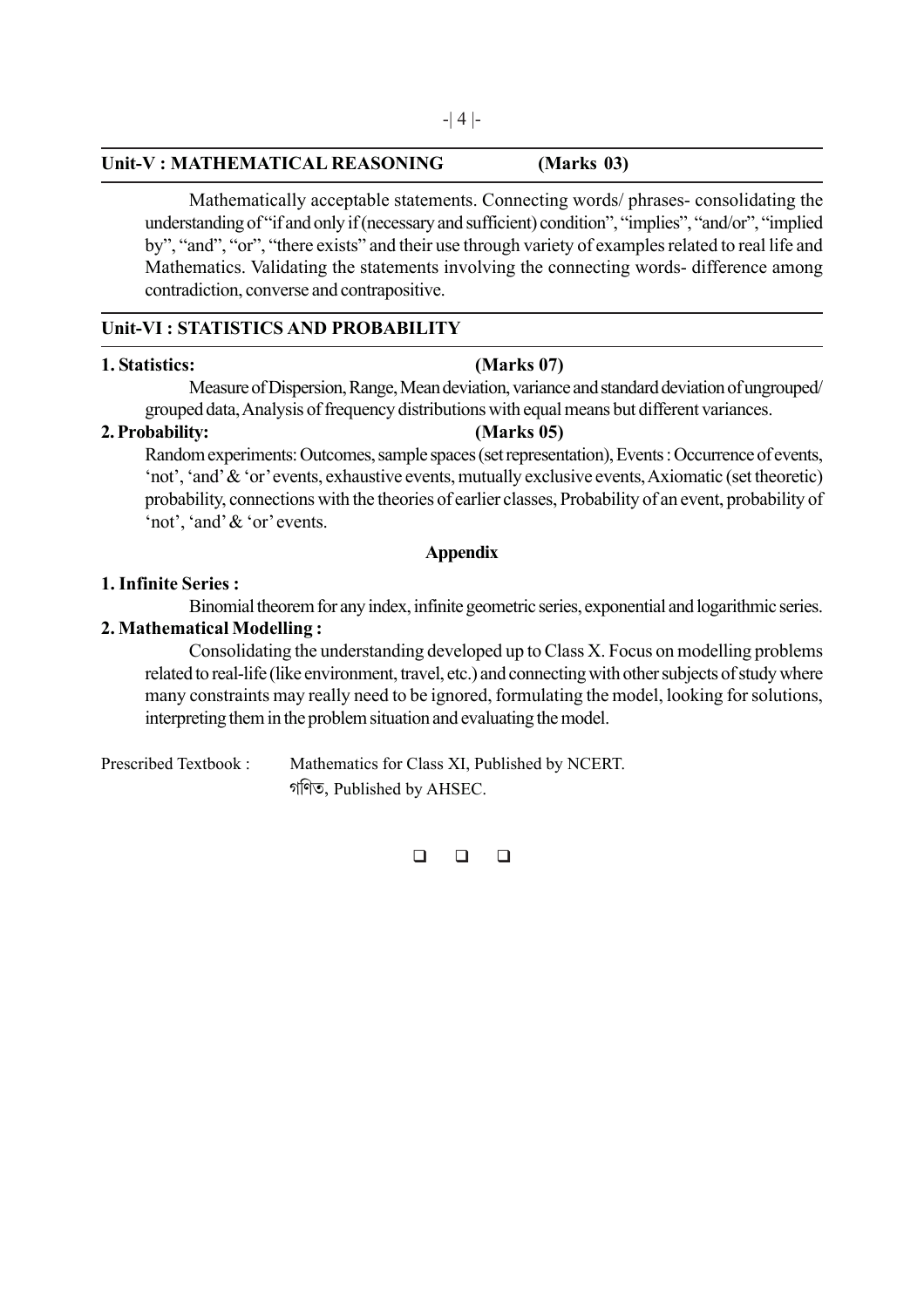## Unit-V : MATHEMATICAL REASONING (Marks 03)

Mathematically acceptable statements. Connecting words/ phrases- consolidating the understanding of "if and only if (necessary and sufficient) condition", "implies", "and/or", "implied by", "and", "or", "there exists" and their use through variety of examples related to real life and Mathematics. Validating the statements involving the connecting words- difference among contradiction, converse and contrapositive.

## Unit-VI : STATISTICS AND PROBABILITY

**1. Statistics: (Marks 07)**

Measure of Dispersion, Range, Mean deviation, variance and standard deviation of ungrouped/ grouped data, Analysis of frequency distributions with equal means but different variances.

**2. Probability: (Marks 05)**

Random experiments: Outcomes, sample spaces (set representation), Events : Occurrence of events, 'not', 'and' & 'or' events, exhaustive events, mutually exclusive events, Axiomatic (set theoretic) probability, connections with the theories of earlier classes, Probability of an event, probability of 'not', 'and' & 'or' events.

### Appendix

**1. Infinite Series :**

Binomial theorem for any index, infinite geometric series, exponential and logarithmic series.

**2. Mathematical Modelling :**

Consolidating the understanding developed up to Class X. Focus on modelling problems related to real-life (like environment, travel, etc.) and connecting with other subjects of study where many constraints may really need to be ignored, formulating the model, looking for solutions, interpreting them in the problem situation and evaluating the model.

Prescribed Textbook : Mathematics for Class XI, Published by NCERT.
গণিত, Published by AHSEC.

❑ ❑ ❑